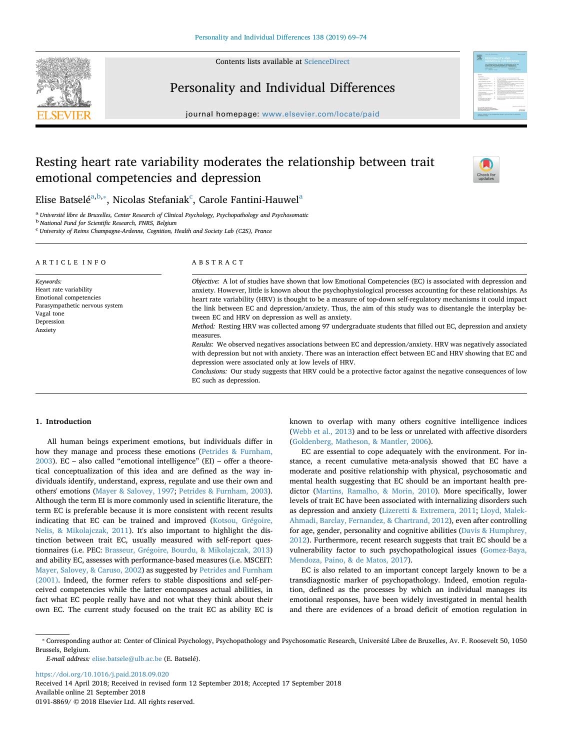# Resting heart rate variability moderates the relationship between trait emotional competencies and depression

Elise Batselé[a,b,*], Nicolas Stefaniak[c], Carole Fantini-Hauwel[a]

[a] Université libre de Bruxelles, Center Research of Clinical Psychology, Psychopathology and Psychosomatic
[b] National Fund for Scientific Research, FNRS, Belgium
[c] University of Reims Champagne-Ardenne, Cognition, Health and Society Lab (C2S), France

## ARTICLE INFO

*Keywords:*
Heart rate variability
Emotional competencies
Parasympathetic nervous system
Vagal tone
Depression
Anxiety

## ABSTRACT

*Objective:* A lot of studies have shown that low Emotional Competencies (EC) is associated with depression and anxiety. However, little is known about the psychophysiological processes accounting for these relationships. As heart rate variability (HRV) is thought to be a measure of top-down self-regulatory mechanisms it could impact the link between EC and depression/anxiety. Thus, the aim of this study was to disentangle the interplay between EC and HRV on depression as well as anxiety.

*Method:* Resting HRV was collected among 97 undergraduate students that filled out EC, depression and anxiety measures.

*Results:* We observed negatives associations between EC and depression/anxiety. HRV was negatively associated with depression but not with anxiety. There was an interaction effect between EC and HRV showing that EC and depression were associated only at low levels of HRV.

*Conclusions:* Our study suggests that HRV could be a protective factor against the negative consequences of low EC such as depression.

## 1. Introduction

All human beings experiment emotions, but individuals differ in how they manage and process these emotions (Petrides & Furnham, 2003). EC – also called "emotional intelligence" (EI) – offer a theoretical conceptualization of this idea and are defined as the way individuals identify, understand, express, regulate and use their own and others' emotions (Mayer & Salovey, 1997; Petrides & Furnham, 2003). Although the term EI is more commonly used in scientific literature, the term EC is preferable because it is more consistent with recent results indicating that EC can be trained and improved (Kotsou, Grégoire, Nelis, & Mikolajczak, 2011). It's also important to highlight the distinction between trait EC, usually measured with self-report questionnaires (i.e. PEC: Brasseur, Grégoire, Bourdu, & Mikolajczak, 2013) and ability EC, assesses with performance-based measures (i.e. MSCEIT: Mayer, Salovey, & Caruso, 2002) as suggested by Petrides and Furnham (2001). Indeed, the former refers to stable dispositions and self-perceived competencies while the latter encompasses actual abilities, in fact what EC people really have and not what they think about their own EC. The current study focused on the trait EC as ability EC is known to overlap with many others cognitive intelligence indices (Webb et al., 2013) and to be less or unrelated with affective disorders (Goldenberg, Matheson, & Mantler, 2006).

EC are essential to cope adequately with the environment. For instance, a recent cumulative meta-analysis showed that EC have a moderate and positive relationship with physical, psychosomatic and mental health suggesting that EC should be an important health predictor (Martins, Ramalho, & Morin, 2010). More specifically, lower levels of trait EC have been associated with internalizing disorders such as depression and anxiety (Lizeretti & Extremera, 2011; Lloyd, Malek-Ahmadi, Barclay, Fernandez, & Chartrand, 2012), even after controlling for age, gender, personality and cognitive abilities (Davis & Humphrey, 2012). Furthermore, recent research suggests that trait EC should be a vulnerability factor to such psychopathological issues (Gomez-Baya, Mendoza, Paino, & de Matos, 2017).

EC is also related to an important concept largely known to be a transdiagnostic marker of psychopathology. Indeed, emotion regulation, defined as the processes by which an individual manages its emotional responses, have been widely investigated in mental health and there are evidences of a broad deficit of emotion regulation in

---

\* Corresponding author at: Center of Clinical Psychology, Psychopathology and Psychosomatic Research, Université Libre de Bruxelles, Av. F. Roosevelt 50, 1050 Brussels, Belgium.

*E-mail address:* elise.batsele@ulb.ac.be (E. Batselé).

https://doi.org/10.1016/j.paid.2018.09.020
Received 14 April 2018; Received in revised form 12 September 2018; Accepted 17 September 2018
Available online 21 September 2018
0191-8869/ © 2018 Elsevier Ltd. All rights reserved.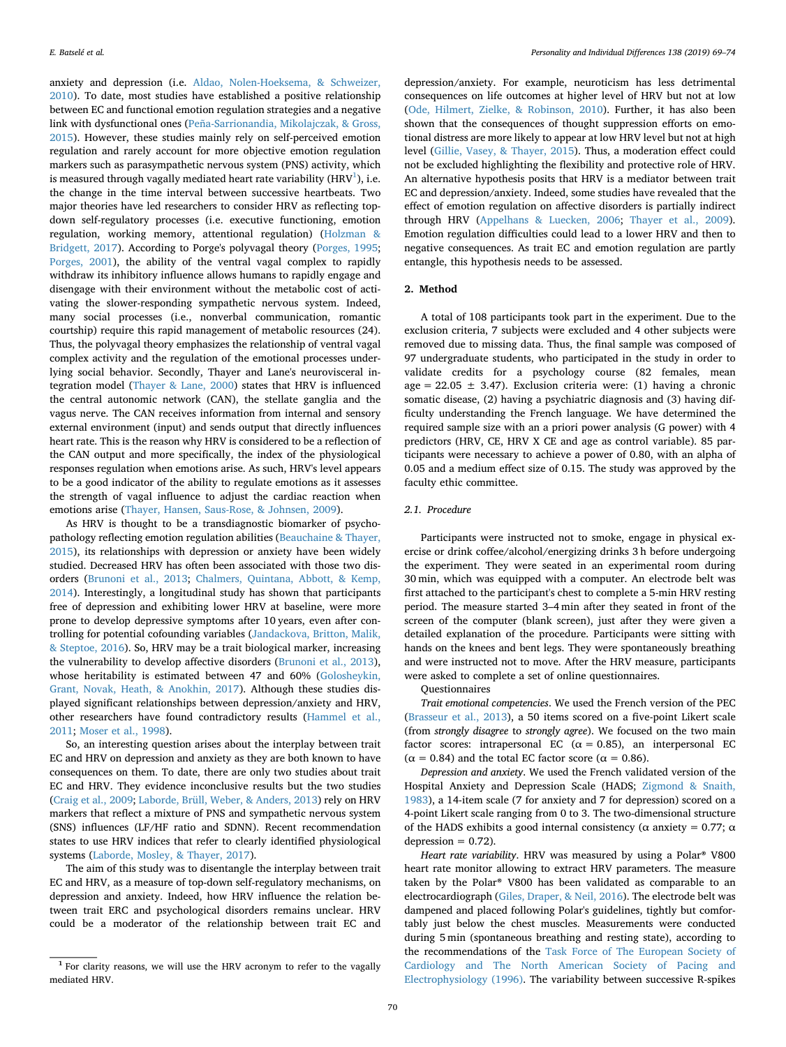anxiety and depression (i.e. Aldao, Nolen-Hoeksema, & Schweizer, 2010). To date, most studies have established a positive relationship between EC and functional emotion regulation strategies and a negative link with dysfunctional ones (Peña-Sarrionandia, Mikolajczak, & Gross, 2015). However, these studies mainly rely on self-perceived emotion regulation and rarely account for more objective emotion regulation markers such as parasympathetic nervous system (PNS) activity, which is measured through vagally mediated heart rate variability (HRV[1]), i.e. the change in the time interval between successive heartbeats. Two major theories have led researchers to consider HRV as reflecting top-down self-regulatory processes (i.e. executive functioning, emotion regulation, working memory, attentional regulation) (Holzman & Bridgett, 2017). According to Porge's polyvagal theory (Porges, 1995; Porges, 2001), the ability of the ventral vagal complex to rapidly withdraw its inhibitory influence allows humans to rapidly engage and disengage with their environment without the metabolic cost of activating the slower-responding sympathetic nervous system. Indeed, many social processes (i.e., nonverbal communication, romantic courtship) require this rapid management of metabolic resources (24). Thus, the polyvagal theory emphasizes the relationship of ventral vagal complex activity and the regulation of the emotional processes underlying social behavior. Secondly, Thayer and Lane's neurovisceral integration model (Thayer & Lane, 2000) states that HRV is influenced the central autonomic network (CAN), the stellate ganglia and the vagus nerve. The CAN receives information from internal and sensory external environment (input) and sends output that directly influences heart rate. This is the reason why HRV is considered to be a reflection of the CAN output and more specifically, the index of the physiological responses regulation when emotions arise. As such, HRV's level appears to be a good indicator of the ability to regulate emotions as it assesses the strength of vagal influence to adjust the cardiac reaction when emotions arise (Thayer, Hansen, Saus-Rose, & Johnsen, 2009).

As HRV is thought to be a transdiagnostic biomarker of psychopathology reflecting emotion regulation abilities (Beauchaine & Thayer, 2015), its relationships with depression or anxiety have been widely studied. Decreased HRV has often been associated with those two disorders (Brunoni et al., 2013; Chalmers, Quintana, Abbott, & Kemp, 2014). Interestingly, a longitudinal study has shown that participants free of depression and exhibiting lower HRV at baseline, were more prone to develop depressive symptoms after 10 years, even after controlling for potential cofounding variables (Jandackova, Britton, Malik, & Steptoe, 2016). So, HRV may be a trait biological marker, increasing the vulnerability to develop affective disorders (Brunoni et al., 2013), whose heritability is estimated between 47 and 60% (Golosheykin, Grant, Novak, Heath, & Anokhin, 2017). Although these studies displayed significant relationships between depression/anxiety and HRV, other researchers have found contradictory results (Hammel et al., 2011; Moser et al., 1998).

So, an interesting question arises about the interplay between trait EC and HRV on depression and anxiety as they are both known to have consequences on them. To date, there are only two studies about trait EC and HRV. They evidence inconclusive results but the two studies (Craig et al., 2009; Laborde, Brüll, Weber, & Anders, 2013) rely on HRV markers that reflect a mixture of PNS and sympathetic nervous system (SNS) influences (LF/HF ratio and SDNN). Recent recommendation states to use HRV indices that refer to clearly identified physiological systems (Laborde, Mosley, & Thayer, 2017).

The aim of this study was to disentangle the interplay between trait EC and HRV, as a measure of top-down self-regulatory mechanisms, on depression and anxiety. Indeed, how HRV influence the relation between trait ERC and psychological disorders remains unclear. HRV could be a moderator of the relationship between trait EC and depression/anxiety. For example, neuroticism has less detrimental consequences on life outcomes at higher level of HRV but not at low (Ode, Hilmert, Zielke, & Robinson, 2010). Further, it has also been shown that the consequences of thought suppression efforts on emotional distress are more likely to appear at low HRV level but not at high level (Gillie, Vasey, & Thayer, 2015). Thus, a moderation effect could not be excluded highlighting the flexibility and protective role of HRV. An alternative hypothesis posits that HRV is a mediator between trait EC and depression/anxiety. Indeed, some studies have revealed that the effect of emotion regulation on affective disorders is partially indirect through HRV (Appelhans & Luecken, 2006; Thayer et al., 2009). Emotion regulation difficulties could lead to a lower HRV and then to negative consequences. As trait EC and emotion regulation are partly entangle, this hypothesis needs to be assessed.

## 2. Method

A total of 108 participants took part in the experiment. Due to the exclusion criteria, 7 subjects were excluded and 4 other subjects were removed due to missing data. Thus, the final sample was composed of 97 undergraduate students, who participated in the study in order to validate credits for a psychology course (82 females, mean age = 22.05 ± 3.47). Exclusion criteria were: (1) having a chronic somatic disease, (2) having a psychiatric diagnosis and (3) having difficulty understanding the French language. We have determined the required sample size with an a priori power analysis (G power) with 4 predictors (HRV, CE, HRV X CE and age as control variable). 85 participants were necessary to achieve a power of 0.80, with an alpha of 0.05 and a medium effect size of 0.15. The study was approved by the faculty ethic committee.

### 2.1. Procedure

Participants were instructed not to smoke, engage in physical exercise or drink coffee/alcohol/energizing drinks 3 h before undergoing the experiment. They were seated in an experimental room during 30 min, which was equipped with a computer. An electrode belt was first attached to the participant's chest to complete a 5-min HRV resting period. The measure started 3–4 min after they seated in front of the screen of the computer (blank screen), just after they were given a detailed explanation of the procedure. Participants were sitting with hands on the knees and bent legs. They were spontaneously breathing and were instructed not to move. After the HRV measure, participants were asked to complete a set of online questionnaires.

Questionnaires

*Trait emotional competencies*. We used the French version of the PEC (Brasseur et al., 2013), a 50 items scored on a five-point Likert scale (from *strongly disagree* to *strongly agree*). We focused on the two main factor scores: intrapersonal EC (α = 0.85), an interpersonal EC (α = 0.84) and the total EC factor score (α = 0.86).

*Depression and anxiety*. We used the French validated version of the Hospital Anxiety and Depression Scale (HADS; Zigmond & Snaith, 1983), a 14-item scale (7 for anxiety and 7 for depression) scored on a 4-point Likert scale ranging from 0 to 3. The two-dimensional structure of the HADS exhibits a good internal consistency (α anxiety = 0.77; α depression = 0.72).

*Heart rate variability*. HRV was measured by using a Polar® V800 heart rate monitor allowing to extract HRV parameters. The measure taken by the Polar® V800 has been validated as comparable to an electrocardiograph (Giles, Draper, & Neil, 2016). The electrode belt was dampened and placed following Polar's guidelines, tightly but comfortably just below the chest muscles. Measurements were conducted during 5 min (spontaneous breathing and resting state), according to the recommendations of the Task Force of The European Society of Cardiology and The North American Society of Pacing and Electrophysiology (1996). The variability between successive R-spikes

[1] For clarity reasons, we will use the HRV acronym to refer to the vagally mediated HRV.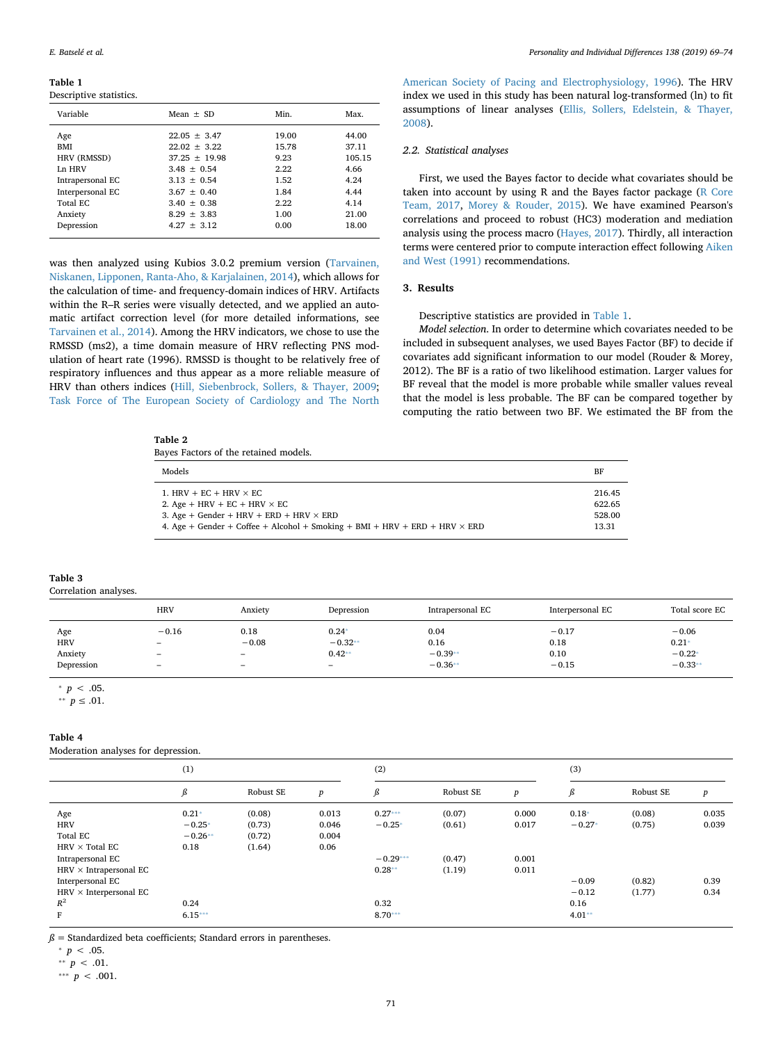**Table 1**
Descriptive statistics.

| Variable | Mean ± SD | Min. | Max. |
|---|---|---|---|
| Age | 22.05 ± 3.47 | 19.00 | 44.00 |
| BMI | 22.02 ± 3.22 | 15.78 | 37.11 |
| HRV (RMSSD) | 37.25 ± 19.98 | 9.23 | 105.15 |
| Ln HRV | 3.48 ± 0.54 | 2.22 | 4.66 |
| Intrapersonal EC | 3.13 ± 0.54 | 1.52 | 4.24 |
| Interpersonal EC | 3.67 ± 0.40 | 1.84 | 4.44 |
| Total EC | 3.40 ± 0.38 | 2.22 | 4.14 |
| Anxiety | 8.29 ± 3.83 | 1.00 | 21.00 |
| Depression | 4.27 ± 3.12 | 0.00 | 18.00 |

was then analyzed using Kubios 3.0.2 premium version (Tarvainen, Niskanen, Lipponen, Ranta-Aho, & Karjalainen, 2014), which allows for the calculation of time- and frequency-domain indices of HRV. Artifacts within the R–R series were visually detected, and we applied an automatic artifact correction level (for more detailed informations, see Tarvainen et al., 2014). Among the HRV indicators, we chose to use the RMSSD (ms2), a time domain measure of HRV reflecting PNS modulation of heart rate (1996). RMSSD is thought to be relatively free of respiratory influences and thus appear as a more reliable measure of HRV than others indices (Hill, Siebenbrock, Sollers, & Thayer, 2009; Task Force of The European Society of Cardiology and The North American Society of Pacing and Electrophysiology, 1996). The HRV index we used in this study has been natural log-transformed (ln) to fit assumptions of linear analyses (Ellis, Sollers, Edelstein, & Thayer, 2008).

### 2.2. Statistical analyses

First, we used the Bayes factor to decide what covariates should be taken into account by using R and the Bayes factor package (R Core Team, 2017, Morey & Rouder, 2015). We have examined Pearson's correlations and proceed to robust (HC3) moderation and mediation analysis using the process macro (Hayes, 2017). Thirdly, all interaction terms were centered prior to compute interaction effect following Aiken and West (1991) recommendations.

## 3. Results

Descriptive statistics are provided in Table 1.

*Model selection.* In order to determine which covariates needed to be included in subsequent analyses, we used Bayes Factor (BF) to decide if covariates add significant information to our model (Rouder & Morey, 2012). The BF is a ratio of two likelihood estimation. Larger values for BF reveal that the model is more probable while smaller values reveal that the model is less probable. The BF can be compared together by computing the ratio between two BF. We estimated the BF from the

**Table 2**
Bayes Factors of the retained models.

| Models | BF |
|---|---|
| 1. HRV + EC + HRV × EC | 216.45 |
| 2. Age + HRV + EC + HRV × EC | 622.65 |
| 3. Age + Gender + HRV + ERD + HRV × ERD | 528.00 |
| 4. Age + Gender + Coffee + Alcohol + Smoking + BMI + HRV + ERD + HRV × ERD | 13.31 |

**Table 3**
Correlation analyses.

| | HRV | Anxiety | Depression | Intrapersonal EC | Interpersonal EC | Total score EC |
|---|---|---|---|---|---|---|
| Age | −0.16 | 0.18 | 0.24* | 0.04 | −0.17 | −0.06 |
| HRV | – | −0.08 | −0.32** | 0.16 | 0.18 | 0.21* |
| Anxiety | – | – | 0.42** | −0.39** | 0.10 | −0.22* |
| Depression | – | – | – | −0.36** | −0.15 | −0.33** |

\* $p < .05$.
\*\* $p \leq .01$.

**Table 4**
Moderation analyses for depression.

| | (1) | | | (2) | | | (3) | | |
|---|---|---|---|---|---|---|---|---|---|
| | ß | Robust SE | *p* | ß | Robust SE | *p* | ß | Robust SE | *p* |
| Age | 0.21* | (0.08) | 0.013 | 0.27*** | (0.07) | 0.000 | 0.18* | (0.08) | 0.035 |
| HRV | −0.25* | (0.73) | 0.046 | −0.25* | (0.61) | 0.017 | −0.27* | (0.75) | 0.039 |
| Total EC | −0.26** | (0.72) | 0.004 | | | | | | |
| HRV × Total EC | 0.18 | (1.64) | 0.06 | | | | | | |
| Intrapersonal EC | | | | −0.29*** | (0.47) | 0.001 | | | |
| HRV × Intrapersonal EC | | | | 0.28** | (1.19) | 0.011 | | | |
| Interpersonal EC | | | | | | | −0.09 | (0.82) | 0.39 |
| HRV × Interpersonal EC | | | | | | | −0.12 | (1.77) | 0.34 |
| $R^2$ | 0.24 | | | 0.32 | | | 0.16 | | |
| F | 6.15*** | | | 8.70*** | | | 4.01** | | |

ß = Standardized beta coefficients; Standard errors in parentheses.
\* $p < .05$.
\*\* $p < .01$.
\*\*\* $p < .001$.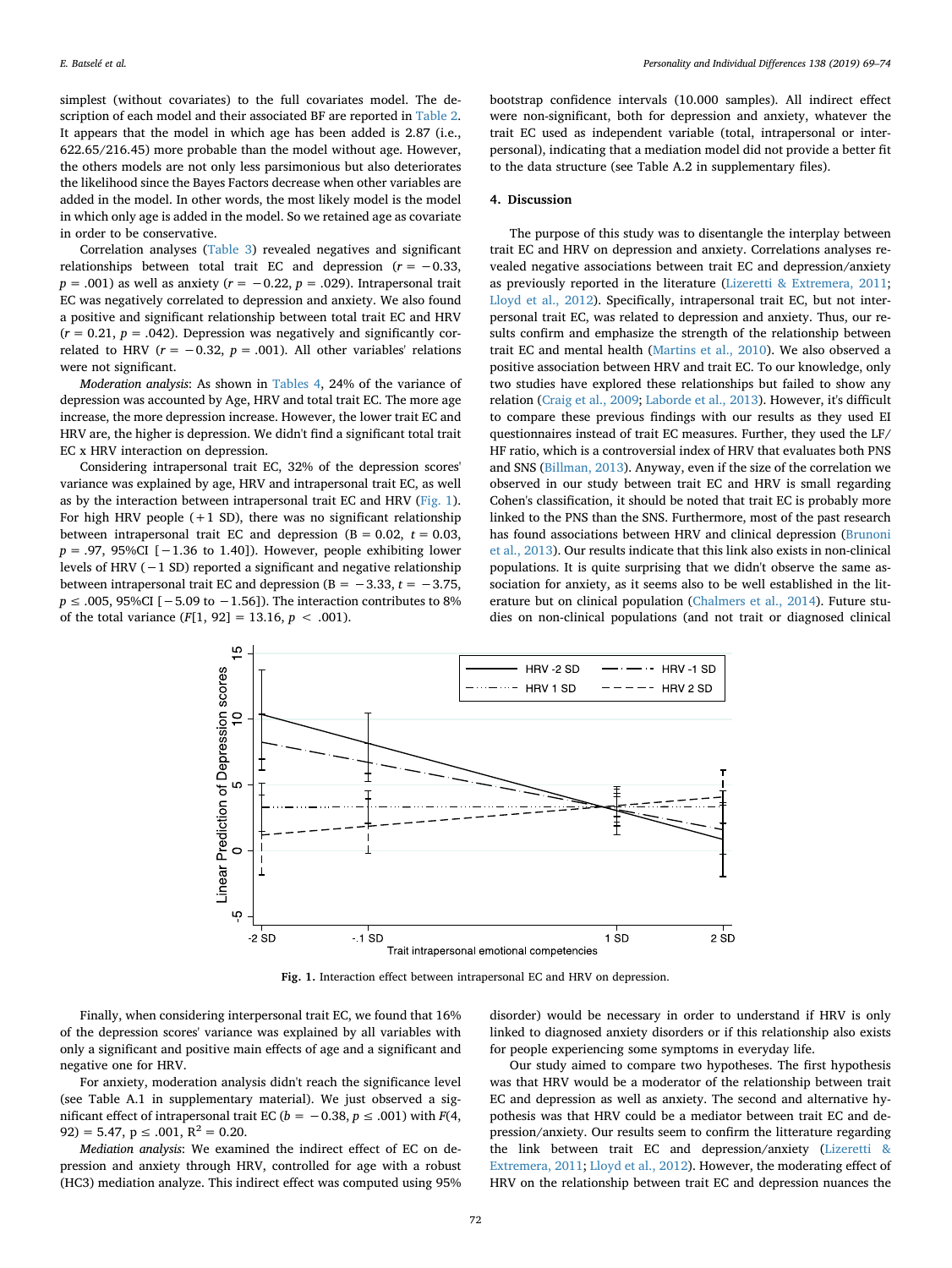simplest (without covariates) to the full covariates model. The description of each model and their associated BF are reported in Table 2. It appears that the model in which age has been added is 2.87 (i.e., 622.65/216.45) more probable than the model without age. However, the others models are not only less parsimonious but also deteriorates the likelihood since the Bayes Factors decrease when other variables are added in the model. In other words, the most likely model is the model in which only age is added in the model. So we retained age as covariate in order to be conservative.

Correlation analyses (Table 3) revealed negatives and significant relationships between total trait EC and depression ($r = -0.33$, $p = .001$) as well as anxiety ($r = -0.22$, $p = .029$). Intrapersonal trait EC was negatively correlated to depression and anxiety. We also found a positive and significant relationship between total trait EC and HRV ($r = 0.21$, $p = .042$). Depression was negatively and significantly correlated to HRV ($r = -0.32$, $p = .001$). All other variables' relations were not significant.

*Moderation analysis*: As shown in Tables 4, 24% of the variance of depression was accounted by Age, HRV and total trait EC. The more age increase, the more depression increase. However, the lower trait EC and HRV are, the higher is depression. We didn't find a significant total trait EC x HRV interaction on depression.

Considering intrapersonal trait EC, 32% of the depression scores' variance was explained by age, HRV and intrapersonal trait EC, as well as by the interaction between intrapersonal trait EC and HRV (Fig. 1). For high HRV people (+1 SD), there was no significant relationship between intrapersonal trait EC and depression ($B = 0.02$, $t = 0.03$, $p = .97$, 95%CI [−1.36 to 1.40]). However, people exhibiting lower levels of HRV (−1 SD) reported a significant and negative relationship between intrapersonal trait EC and depression ($B = -3.33$, $t = -3.75$, $p \leq .005$, 95%CI [−5.09 to −1.56]). The interaction contributes to 8% of the total variance ($F[1, 92] = 13.16$, $p < .001$).

Finally, when considering interpersonal trait EC, we found that 16% of the depression scores' variance was explained by all variables with only a significant and positive main effects of age and a significant and negative one for HRV.

For anxiety, moderation analysis didn't reach the significance level (see Table A.1 in supplementary material). We just observed a significant effect of intrapersonal trait EC ($b = -0.38$, $p \leq .001$) with $F(4, 92) = 5.47$, $p \leq .001$, $R^2 = 0.20$.

*Mediation analysis*: We examined the indirect effect of EC on depression and anxiety through HRV, controlled for age with a robust (HC3) mediation analyze. This indirect effect was computed using 95% bootstrap confidence intervals (10.000 samples). All indirect effect were non-significant, both for depression and anxiety, whatever the trait EC used as independent variable (total, intrapersonal or interpersonal), indicating that a mediation model did not provide a better fit to the data structure (see Table A.2 in supplementary files).

## 4. Discussion

The purpose of this study was to disentangle the interplay between trait EC and HRV on depression and anxiety. Correlations analyses revealed negative associations between trait EC and depression/anxiety as previously reported in the literature (Lizeretti & Extremera, 2011; Lloyd et al., 2012). Specifically, intrapersonal trait EC, but not interpersonal trait EC, was related to depression and anxiety. Thus, our results confirm and emphasize the strength of the relationship between trait EC and mental health (Martins et al., 2010). We also observed a positive association between HRV and trait EC. To our knowledge, only two studies have explored these relationships but failed to show any relation (Craig et al., 2009; Laborde et al., 2013). However, it's difficult to compare these previous findings with our results as they used EI questionnaires instead of trait EC measures. Further, they used the LF/HF ratio, which is a controversial index of HRV that evaluates both PNS and SNS (Billman, 2013). Anyway, even if the size of the correlation we observed in our study between trait EC and HRV is small regarding Cohen's classification, it should be noted that trait EC is probably more linked to the PNS than the SNS. Furthermore, most of the past research has found associations between HRV and clinical depression (Brunoni et al., 2013). Our results indicate that this link also exists in non-clinical populations. It is quite surprising that we didn't observe the same association for anxiety, as it seems also to be well established in the literature but on clinical population (Chalmers et al., 2014). Future studies on non-clinical populations (and not trait or diagnosed clinical disorder) would be necessary in order to understand if HRV is only linked to diagnosed anxiety disorders or if this relationship also exists for people experiencing some symptoms in everyday life.

Fig. 1. Interaction effect between intrapersonal EC and HRV on depression.

Our study aimed to compare two hypotheses. The first hypothesis was that HRV would be a moderator of the relationship between trait EC and depression as well as anxiety. The second and alternative hypothesis was that HRV could be a mediator between trait EC and depression/anxiety. Our results seem to confirm the litterature regarding the link between trait EC and depression/anxiety (Lizeretti & Extremera, 2011; Lloyd et al., 2012). However, the moderating effect of HRV on the relationship between trait EC and depression nuances the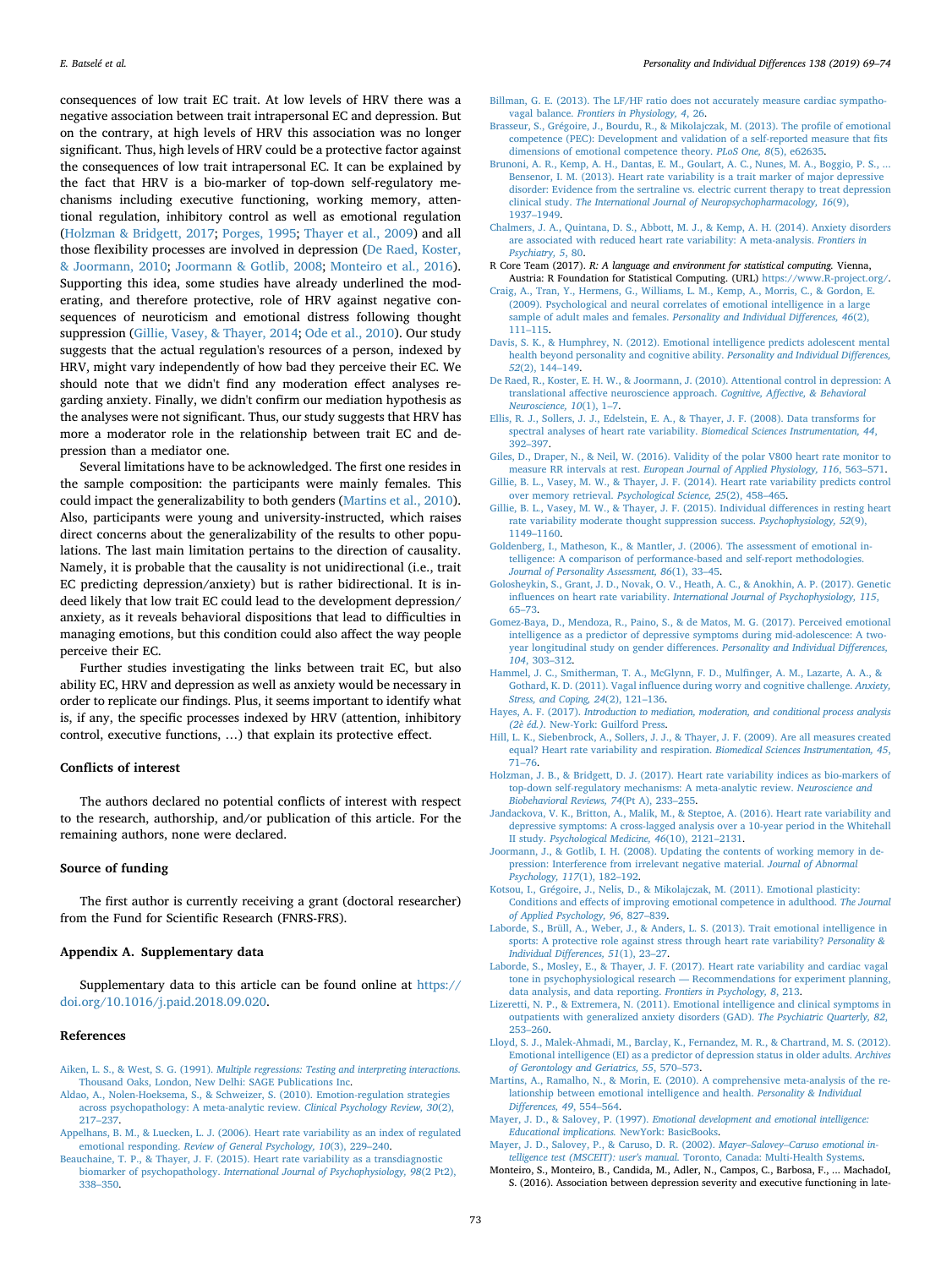consequences of low trait EC trait. At low levels of HRV there was a negative association between trait intrapersonal EC and depression. But on the contrary, at high levels of HRV this association was no longer significant. Thus, high levels of HRV could be a protective factor against the consequences of low trait intrapersonal EC. It can be explained by the fact that HRV is a bio-marker of top-down self-regulatory mechanisms including executive functioning, working memory, attentional regulation, inhibitory control as well as emotional regulation (Holzman & Bridgett, 2017; Porges, 1995; Thayer et al., 2009) and all those flexibility processes are involved in depression (De Raed, Koster, & Joormann, 2010; Joormann & Gotlib, 2008; Monteiro et al., 2016). Supporting this idea, some studies have already underlined the moderating, and therefore protective, role of HRV against negative consequences of neuroticism and emotional distress following thought suppression (Gillie, Vasey, & Thayer, 2014; Ode et al., 2010). Our study suggests that the actual regulation's resources of a person, indexed by HRV, might vary independently of how bad they perceive their EC. We should note that we didn't find any moderation effect analyses regarding anxiety. Finally, we didn't confirm our mediation hypothesis as the analyses were not significant. Thus, our study suggests that HRV has more a moderator role in the relationship between trait EC and depression than a mediator one.

Several limitations have to be acknowledged. The first one resides in the sample composition: the participants were mainly females. This could impact the generalizability to both genders (Martins et al., 2010). Also, participants were young and university-instructed, which raises direct concerns about the generalizability of the results to other populations. The last main limitation pertains to the direction of causality. Namely, it is probable that the causality is not unidirectional (i.e., trait EC predicting depression/anxiety) but is rather bidirectional. It is indeed likely that low trait EC could lead to the development depression/anxiety, as it reveals behavioral dispositions that lead to difficulties in managing emotions, but this condition could also affect the way people perceive their EC.

Further studies investigating the links between trait EC, but also ability EC, HRV and depression as well as anxiety would be necessary in order to replicate our findings. Plus, it seems important to identify what is, if any, the specific processes indexed by HRV (attention, inhibitory control, executive functions, …) that explain its protective effect.

## Conflicts of interest

The authors declared no potential conflicts of interest with respect to the research, authorship, and/or publication of this article. For the remaining authors, none were declared.

## Source of funding

The first author is currently receiving a grant (doctoral researcher) from the Fund for Scientific Research (FNRS-FRS).

## Appendix A. Supplementary data

Supplementary data to this article can be found online at https://doi.org/10.1016/j.paid.2018.09.020.

## References

Aiken, L. S., & West, S. G. (1991). *Multiple regressions: Testing and interpreting interactions.* Thousand Oaks, London, New Delhi: SAGE Publications Inc.

Aldao, A., Nolen-Hoeksema, S., & Schweizer, S. (2010). Emotion-regulation strategies across psychopathology: A meta-analytic review. *Clinical Psychology Review, 30*(2), 217–237.

Appelhans, B. M., & Luecken, L. J. (2006). Heart rate variability as an index of regulated emotional responding. *Review of General Psychology, 10*(3), 229–240.

Beauchaine, T. P., & Thayer, J. F. (2015). Heart rate variability as a transdiagnostic biomarker of psychopathology. *International Journal of Psychophysiology, 98*(2 Pt2), 338–350.

Billman, G. E. (2013). The LF/HF ratio does not accurately measure cardiac sympatho-vagal balance. *Frontiers in Physiology, 4*, 26.

Brasseur, S., Grégoire, J., Bourdu, R., & Mikolajczak, M. (2013). The profile of emotional competence (PEC): Development and validation of a self-reported measure that fits dimensions of emotional competence theory. *PLoS One, 8*(5), e62635.

Brunoni, A. R., Kemp, A. H., Dantas, E. M., Goulart, A. C., Nunes, M. A., Boggio, P. S., … Bensenor, I. M. (2013). Heart rate variability is a trait marker of major depressive disorder: Evidence from the sertraline vs. electric current therapy to treat depression clinical study. *The International Journal of Neuropsychopharmacology, 16*(9), 1937–1949.

Chalmers, J. A., Quintana, D. S., Abbott, M. J., & Kemp, A. H. (2014). Anxiety disorders are associated with reduced heart rate variability: A meta-analysis. *Frontiers in Psychiatry, 5*, 80.

R Core Team (2017). *R: A language and environment for statistical computing.* Vienna, Austria: R Foundation for Statistical Computing. (URL) https://www.R-project.org/.

Craig, A., Tran, Y., Hermens, G., Williams, L. M., Kemp, A., Morris, C., & Gordon, E. (2009). Psychological and neural correlates of emotional intelligence in a large sample of adult males and females. *Personality and Individual Differences, 46*(2), 111–115.

Davis, S. K., & Humphrey, N. (2012). Emotional intelligence predicts adolescent mental health beyond personality and cognitive ability. *Personality and Individual Differences, 52*(2), 144–149.

De Raed, R., Koster, E. H. W., & Joormann, J. (2010). Attentional control in depression: A translational affective neuroscience approach. *Cognitive, Affective, & Behavioral Neuroscience, 10*(1), 1–7.

Ellis, R. J., Sollers, J. J., Edelstein, E. A., & Thayer, J. F. (2008). Data transforms for spectral analyses of heart rate variability. *Biomedical Sciences Instrumentation, 44*, 392–397.

Giles, D., Draper, N., & Neil, W. (2016). Validity of the polar V800 heart rate monitor to measure RR intervals at rest. *European Journal of Applied Physiology, 116*, 563–571.

Gillie, B. L., Vasey, M. W., & Thayer, J. F. (2014). Heart rate variability predicts control over memory retrieval. *Psychological Science, 25*(2), 458–465.

Gillie, B. L., Vasey, M. W., & Thayer, J. F. (2015). Individual differences in resting heart rate variability moderate thought suppression success. *Psychophysiology, 52*(9), 1149–1160.

Goldenberg, I., Matheson, K., & Mantler, J. (2006). The assessment of emotional intelligence: A comparison of performance-based and self-report methodologies. *Journal of Personality Assessment, 86*(1), 33–45.

Golosheykin, S., Grant, J. D., Novak, O. V., Heath, A. C., & Anokhin, A. P. (2017). Genetic influences on heart rate variability. *International Journal of Psychophysiology, 115*, 65–73.

Gomez-Baya, D., Mendoza, R., Paino, S., & de Matos, M. G. (2017). Perceived emotional intelligence as a predictor of depressive symptoms during mid-adolescence: A two-year longitudinal study on gender differences. *Personality and Individual Differences, 104*, 303–312.

Hammel, J. C., Smitherman, T. A., McGlynn, F. D., Mulfinger, A. M., Lazarte, A. A., & Gothard, K. D. (2011). Vagal influence during worry and cognitive challenge. *Anxiety, Stress, and Coping, 24*(2), 121–136.

Hayes, A. F. (2017). *Introduction to mediation, moderation, and conditional process analysis (2è éd.).* New-York: Guilford Press.

Hill, L. K., Siebenbrock, A., Sollers, J. J., & Thayer, J. F. (2009). Are all measures created equal? Heart rate variability and respiration. *Biomedical Sciences Instrumentation, 45*, 71–76.

Holzman, J. B., & Bridgett, D. J. (2017). Heart rate variability indices as bio-markers of top-down self-regulatory mechanisms: A meta-analytic review. *Neuroscience and Biobehavioral Reviews, 74*(Pt A), 233–255.

Jandackova, V. K., Britton, A., Malik, M., & Steptoe, A. (2016). Heart rate variability and depressive symptoms: A cross-lagged analysis over a 10-year period in the Whitehall II study. *Psychological Medicine, 46*(10), 2121–2131.

Joormann, J., & Gotlib, I. H. (2008). Updating the contents of working memory in depression: Interference from irrelevant negative material. *Journal of Abnormal Psychology, 117*(1), 182–192.

Kotsou, I., Grégoire, J., Nelis, D., & Mikolajczak, M. (2011). Emotional plasticity: Conditions and effects of improving emotional competence in adulthood. *The Journal of Applied Psychology, 96*, 827–839.

Laborde, S., Brüll, A., Weber, J., & Anders, L. S. (2013). Trait emotional intelligence in sports: A protective role against stress through heart rate variability? *Personality & Individual Differences, 51*(1), 23–27.

Laborde, S., Mosley, E., & Thayer, J. F. (2017). Heart rate variability and cardiac vagal tone in psychophysiological research — Recommendations for experiment planning, data analysis, and data reporting. *Frontiers in Psychology, 8*, 213.

Lizeretti, N. P., & Extremera, N. (2011). Emotional intelligence and clinical symptoms in outpatients with generalized anxiety disorders (GAD). *The Psychiatric Quarterly, 82*, 253–260.

Lloyd, S. J., Malek-Ahmadi, M., Barclay, K., Fernandez, M. R., & Chartrand, M. S. (2012). Emotional intelligence (EI) as a predictor of depression status in older adults. *Archives of Gerontology and Geriatrics, 55*, 570–573.

Martins, A., Ramalho, N., & Morin, E. (2010). A comprehensive meta-analysis of the relationship between emotional intelligence and health. *Personality & Individual Differences, 49*, 554–564.

Mayer, J. D., & Salovey, P. (1997). *Emotional development and emotional intelligence: Educational implications.* NewYork: BasicBooks.

Mayer, J. D., Salovey, P., & Caruso, D. R. (2002). *Mayer–Salovey–Caruso emotional intelligence test (MSCEIT): user's manual.* Toronto, Canada: Multi-Health Systems.

Monteiro, S., Monteiro, B., Candida, M., Adler, N., Campos, C., Barbosa, F., … Machadol, S. (2016). Association between depression severity and executive functioning in late-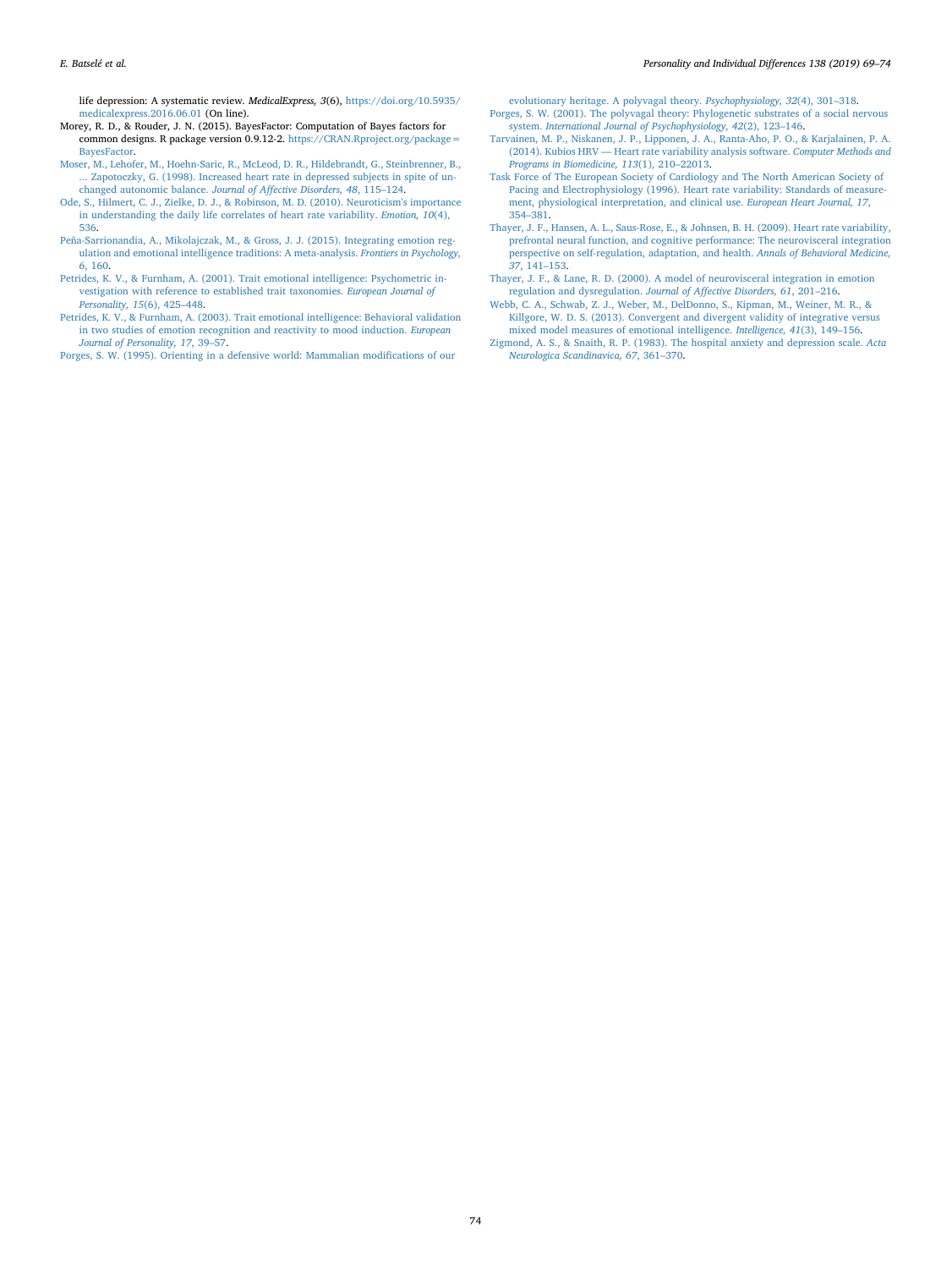life depression: A systematic review. *MedicalExpress, 3*(6), https://doi.org/10.5935/medicalexpress.2016.06.01 (On line).

Morey, R. D., & Rouder, J. N. (2015). BayesFactor: Computation of Bayes factors for common designs. R package version 0.9.12-2. https://CRAN.Rproject.org/package=BayesFactor.

Moser, M., Lehofer, M., Hoehn-Saric, R., McLeod, D. R., Hildebrandt, G., Steinbrenner, B., ... Zapotoczky, G. (1998). Increased heart rate in depressed subjects in spite of unchanged autonomic balance. *Journal of Affective Disorders, 48*, 115–124.

Ode, S., Hilmert, C. J., Zielke, D. J., & Robinson, M. D. (2010). Neuroticism's importance in understanding the daily life correlates of heart rate variability. *Emotion, 10*(4), 536.

Peña-Sarrionandia, A., Mikolajczak, M., & Gross, J. J. (2015). Integrating emotion regulation and emotional intelligence traditions: A meta-analysis. *Frontiers in Psychology, 6*, 160.

Petrides, K. V., & Furnham, A. (2001). Trait emotional intelligence: Psychometric investigation with reference to established trait taxonomies. *European Journal of Personality, 15*(6), 425–448.

Petrides, K. V., & Furnham, A. (2003). Trait emotional intelligence: Behavioral validation in two studies of emotion recognition and reactivity to mood induction. *European Journal of Personality, 17*, 39–57.

Porges, S. W. (1995). Orienting in a defensive world: Mammalian modifications of our evolutionary heritage. A polyvagal theory. *Psychophysiology, 32*(4), 301–318.

Porges, S. W. (2001). The polyvagal theory: Phylogenetic substrates of a social nervous system. *International Journal of Psychophysiology, 42*(2), 123–146.

Tarvainen, M. P., Niskanen, J. P., Lipponen, J. A., Ranta-Aho, P. O., & Karjalainen, P. A. (2014). Kubios HRV — Heart rate variability analysis software. *Computer Methods and Programs in Biomedicine, 113*(1), 210–22013.

Task Force of The European Society of Cardiology and The North American Society of Pacing and Electrophysiology (1996). Heart rate variability: Standards of measurement, physiological interpretation, and clinical use. *European Heart Journal, 17*, 354–381.

Thayer, J. F., Hansen, A. L., Saus-Rose, E., & Johnsen, B. H. (2009). Heart rate variability, prefrontal neural function, and cognitive performance: The neurovisceral integration perspective on self-regulation, adaptation, and health. *Annals of Behavioral Medicine, 37*, 141–153.

Thayer, J. F., & Lane, R. D. (2000). A model of neurovisceral integration in emotion regulation and dysregulation. *Journal of Affective Disorders, 61*, 201–216.

Webb, C. A., Schwab, Z. J., Weber, M., DelDonno, S., Kipman, M., Weiner, M. R., & Killgore, W. D. S. (2013). Convergent and divergent validity of integrative versus mixed model measures of emotional intelligence. *Intelligence, 41*(3), 149–156.

Zigmond, A. S., & Snaith, R. P. (1983). The hospital anxiety and depression scale. *Acta Neurologica Scandinavica, 67*, 361–370.